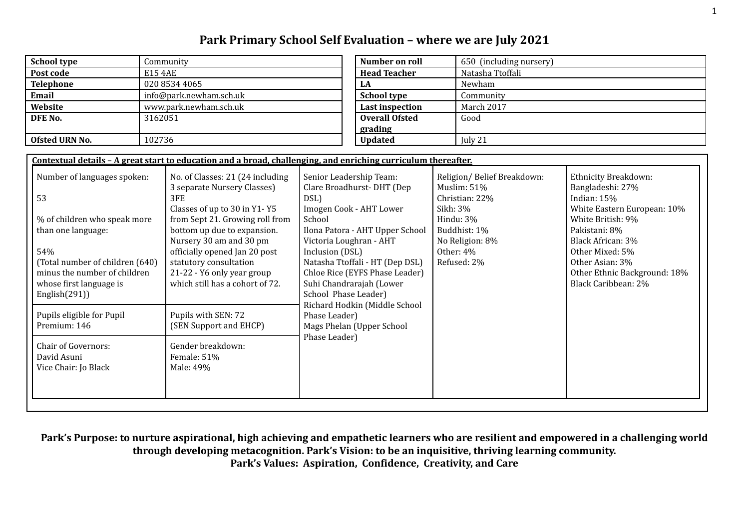# Park Primary School Self Evaluation – where we are July 2021

| | |
|---|---|
| **School type** | Community |
| **Post code** | E15 4AE |
| **Telephone** | 020 8534 4065 |
| **Email** | info@park.newham.sch.uk |
| **Website** | www.park.newham.sch.uk |
| **DFE No.** | 3162051 |
| **Ofsted URN No.** | 102736 |

| | |
|---|---|
| **Number on roll** | 650 (including nursery) |
| **Head Teacher** | Natasha Ttoffali |
| **LA** | Newham |
| **School type** | Community |
| **Last inspection** | March 2017 |
| **Overall Ofsted grading** | Good |
| **Updated** | July 21 |

**Contextual details – A great start to education and a broad, challenging, and enriching curriculum thereafter.**

| | | | | |
|---|---|---|---|---|
| Number of languages spoken:<br><br>53<br><br>% of children who speak more than one language:<br><br>54%<br>(Total number of children (640) minus the number of children whose first language is English(291)) | No. of Classes: 21 (24 including 3 separate Nursery Classes)<br>3FE<br>Classes of up to 30 in Y1- Y5 from Sept 21. Growing roll from bottom up due to expansion.<br>Nursery 30 am and 30 pm officially opened Jan 20 post statutory consultation<br>21-22 - Y6 only year group which still has a cohort of 72. | Senior Leadership Team:<br>Clare Broadhurst- DHT (Dep DSL)<br>Imogen Cook - AHT Lower School<br>Ilona Patora - AHT Upper School<br>Victoria Loughran - AHT Inclusion (DSL)<br>Natasha Ttoffali - HT (Dep DSL)<br>Chloe Rice (EYFS Phase Leader)<br>Suhi Chandrarajah (Lower School Phase Leader)<br>Richard Hodkin (Middle School Phase Leader)<br>Mags Phelan (Upper School Phase Leader) | Religion/ Belief Breakdown:<br>Muslim: 51%<br>Christian: 22%<br>Sikh: 3%<br>Hindu: 3%<br>Buddhist: 1%<br>No Religion: 8%<br>Other: 4%<br>Refused: 2% | Ethnicity Breakdown:<br>Bangladeshi: 27%<br>Indian: 15%<br>White Eastern European: 10%<br>White British: 9%<br>Pakistani: 8%<br>Black African: 3%<br>Other Mixed: 5%<br>Other Asian: 3%<br>Other Ethnic Background: 18%<br>Black Caribbean: 2% |
| Pupils eligible for Pupil Premium: 146 | Pupils with SEN: 72<br>(SEN Support and EHCP) | | | |
| Chair of Governors:<br>David Asuni<br>Vice Chair: Jo Black | Gender breakdown:<br>Female: 51%<br>Male: 49% | | | |

**Park's Purpose: to nurture aspirational, high achieving and empathetic learners who are resilient and empowered in a challenging world through developing metacognition. Park's Vision: to be an inquisitive, thriving learning community.**
**Park's Values: Aspiration, Confidence, Creativity, and Care**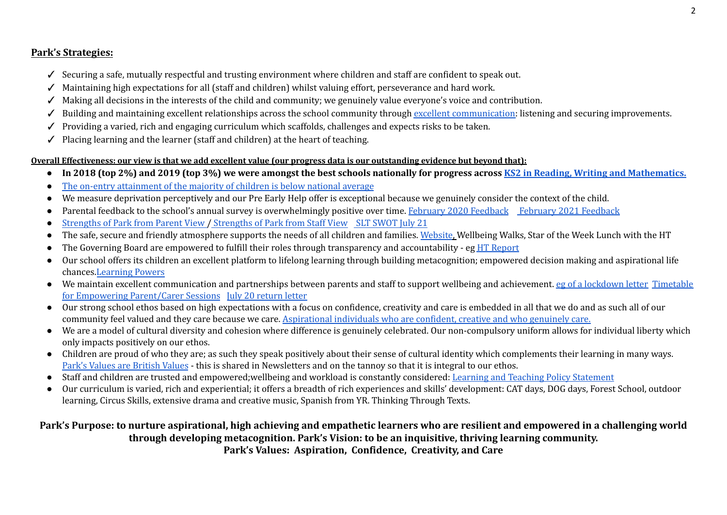## Park's Strategies:

- ✓ Securing a safe, mutually respectful and trusting environment where children and staff are confident to speak out.
- ✓ Maintaining high expectations for all (staff and children) whilst valuing effort, perseverance and hard work.
- ✓ Making all decisions in the interests of the child and community; we genuinely value everyone's voice and contribution.
- ✓ Building and maintaining excellent relationships across the school community through excellent communication: listening and securing improvements.
- ✓ Providing a varied, rich and engaging curriculum which scaffolds, challenges and expects risks to be taken.
- ✓ Placing learning and the learner (staff and children) at the heart of teaching.

**Overall Effectiveness: our view is that we add excellent value (our progress data is our outstanding evidence but beyond that):**

- **In 2018 (top 2%) and 2019 (top 3%) we were amongst the best schools nationally for progress across KS2 in Reading, Writing and Mathematics.**
- The on-entry attainment of the majority of children is below national average
- We measure deprivation perceptively and our Pre Early Help offer is exceptional because we genuinely consider the context of the child.
- Parental feedback to the school's annual survey is overwhelmingly positive over time. February 2020 Feedback February 2021 Feedback
- Strengths of Park from Parent View / Strengths of Park from Staff View SLT SWOT July 21
- The safe, secure and friendly atmosphere supports the needs of all children and families. Website, Wellbeing Walks, Star of the Week Lunch with the HT
- The Governing Board are empowered to fulfill their roles through transparency and accountability - eg HT Report
- Our school offers its children an excellent platform to lifelong learning through building metacognition; empowered decision making and aspirational life chances.Learning Powers
- We maintain excellent communication and partnerships between parents and staff to support wellbeing and achievement. eg of a lockdown letter Timetable for Empowering Parent/Carer Sessions July 20 return letter
- Our strong school ethos based on high expectations with a focus on confidence, creativity and care is embedded in all that we do and as such all of our community feel valued and they care because we care. Aspirational individuals who are confident, creative and who genuinely care.
- We are a model of cultural diversity and cohesion where difference is genuinely celebrated. Our non-compulsory uniform allows for individual liberty which only impacts positively on our ethos.
- Children are proud of who they are; as such they speak positively about their sense of cultural identity which complements their learning in many ways. Park's Values are British Values - this is shared in Newsletters and on the tannoy so that it is integral to our ethos.
- Staff and children are trusted and empowered;wellbeing and workload is constantly considered: Learning and Teaching Policy Statement
- Our curriculum is varied, rich and experiential; it offers a breadth of rich experiences and skills' development: CAT days, DOG days, Forest School, outdoor learning, Circus Skills, extensive drama and creative music, Spanish from YR. Thinking Through Texts.

**Park's Purpose: to nurture aspirational, high achieving and empathetic learners who are resilient and empowered in a challenging world through developing metacognition. Park's Vision: to be an inquisitive, thriving learning community.**
**Park's Values: Aspiration, Confidence, Creativity, and Care**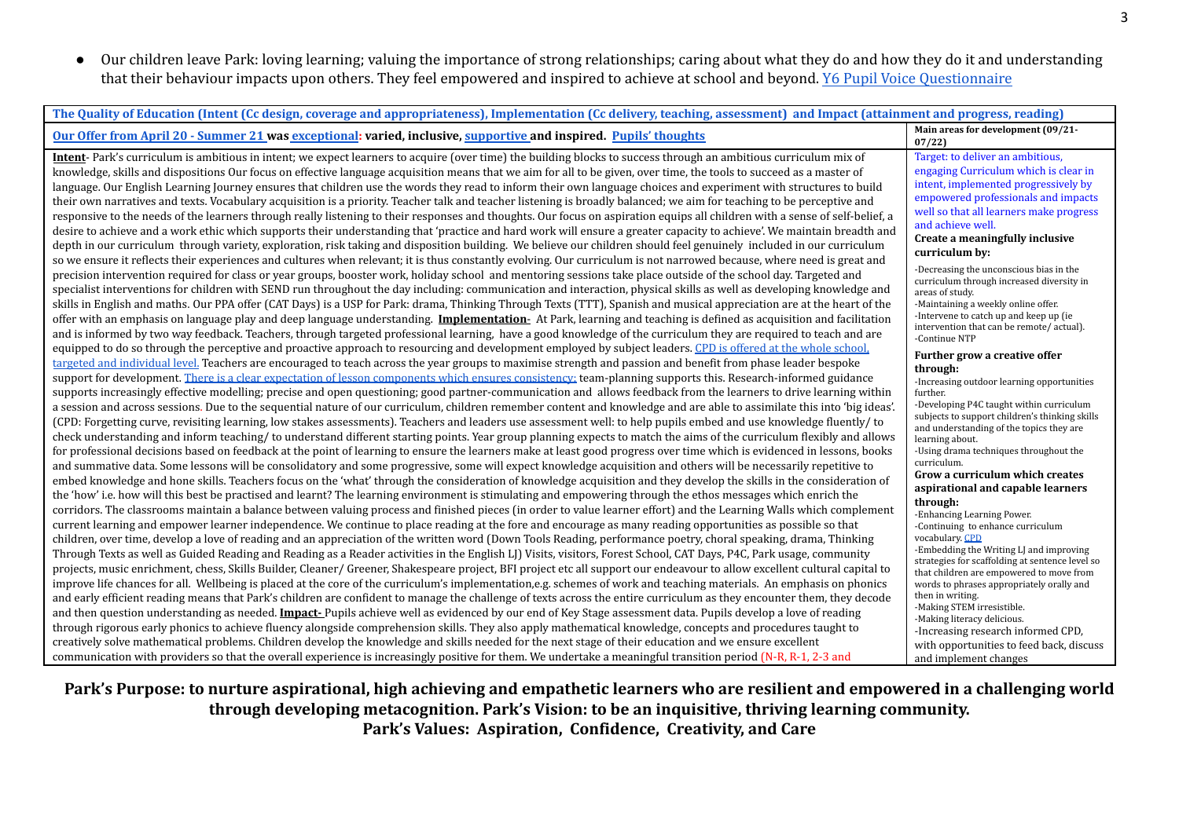- Our children leave Park: loving learning; valuing the importance of strong relationships; caring about what they do and how they do it and understanding that their behaviour impacts upon others. They feel empowered and inspired to achieve at school and beyond. Y6 Pupil Voice Questionnaire

| **The Quality of Education (Intent (Cc design, coverage and appropriateness), Implementation (Cc delivery, teaching, assessment) and Impact (attainment and progress, reading)** | |
|---|---|
| **Our Offer from April 20 - Summer 21 was exceptional: varied, inclusive, supportive and inspired. Pupils' thoughts** | **Main areas for development (09/21-07/22)** |
| **Intent**- Park's curriculum is ambitious in intent; we expect learners to acquire (over time) the building blocks to success through an ambitious curriculum mix of knowledge, skills and dispositions Our focus on effective language acquisition means that we aim for all to be given, over time, the tools to succeed as a master of language. Our English Learning Journey ensures that children use the words they read to inform their own language choices and experiment with structures to build their own narratives and texts. Vocabulary acquisition is a priority. Teacher talk and teacher listening is broadly balanced; we aim for teaching to be perceptive and responsive to the needs of the learners through really listening to their responses and thoughts. Our focus on aspiration equips all children with a sense of self-belief, a desire to achieve and a work ethic which supports their understanding that 'practice and hard work will ensure a greater capacity to achieve'. We maintain breadth and depth in our curriculum through variety, exploration, risk taking and disposition building. We believe our children should feel genuinely included in our curriculum so we ensure it reflects their experiences and cultures when relevant; it is thus constantly evolving. Our curriculum is not narrowed because, where need is great and precision intervention required for class or year groups, booster work, holiday school and mentoring sessions take place outside of the school day. Targeted and specialist interventions for children with SEND run throughout the day including: communication and interaction, physical skills as well as developing knowledge and skills in English and maths. Our PPA offer (CAT Days) is a USP for Park: drama, Thinking Through Texts (TTT), Spanish and musical appreciation are at the heart of the offer with an emphasis on language play and deep language understanding. **Implementation**- At Park, learning and teaching is defined as acquisition and facilitation and is informed by two way feedback. Teachers, through targeted professional learning, have a good knowledge of the curriculum they are required to teach and are equipped to do so through the perceptive and proactive approach to resourcing and development employed by subject leaders. CPD is offered at the whole school, targeted and individual level. Teachers are encouraged to teach across the year groups to maximise strength and passion and benefit from phase leader bespoke support for development. There is a clear expectation of lesson components which ensures consistency; team-planning supports this. Research-informed guidance supports increasingly effective modelling; precise and open questioning; good partner-communication and allows feedback from the learners to drive learning within a session and across sessions. Due to the sequential nature of our curriculum, children remember content and knowledge and are able to assimilate this into 'big ideas'. (CPD: Forgetting curve, revisiting learning, low stakes assessments). Teachers and leaders use assessment well: to help pupils embed and use knowledge fluently/ to check understanding and inform teaching/ to understand different starting points. Year group planning expects to match the aims of the curriculum flexibly and allows for professional decisions based on feedback at the point of learning to ensure the learners make at least good progress over time which is evidenced in lessons, books and summative data. Some lessons will be consolidatory and some progressive, some will expect knowledge acquisition and others will be necessarily repetitive to embed knowledge and hone skills. Teachers focus on the 'what' through the consideration of knowledge acquisition and they develop the skills in the consideration of the 'how' i.e. how will this best be practised and learnt? The learning environment is stimulating and empowering through the ethos messages which enrich the corridors. The classrooms maintain a balance between valuing process and finished pieces (in order to value learner effort) and the Learning Walls which complement current learning and empower learner independence. We continue to place reading at the fore and encourage as many reading opportunities as possible so that children, over time, develop a love of reading and an appreciation of the written word (Down Tools Reading, performance poetry, choral speaking, drama, Thinking Through Texts as well as Guided Reading and Reading as a Reader activities in the English LJ) Visits, visitors, Forest School, CAT Days, P4C, Park usage, community projects, music enrichment, chess, Skills Builder, Cleaner/ Greener, Shakespeare project, BFI project etc all support our endeavour to allow excellent cultural capital to improve life chances for all. Wellbeing is placed at the core of the curriculum's implementation,e.g. schemes of work and teaching materials. An emphasis on phonics and early efficient reading means that Park's children are confident to manage the challenge of texts across the entire curriculum as they encounter them, they decode and then question understanding as needed. **Impact-** Pupils achieve well as evidenced by our end of Key Stage assessment data. Pupils develop a love of reading through rigorous early phonics to achieve fluency alongside comprehension skills. They also apply mathematical knowledge, concepts and procedures taught to creatively solve mathematical problems. Children develop the knowledge and skills needed for the next stage of their education and we ensure excellent communication with providers so that the overall experience is increasingly positive for them. We undertake a meaningful transition period (N-R, R-1, 2-3 and | Target: to deliver an ambitious, engaging Curriculum which is clear in intent, implemented progressively by empowered professionals and impacts well so that all learners make progress and achieve well.<br><br>**Create a meaningfully inclusive curriculum by:**<br>-Decreasing the unconscious bias in the curriculum through increased diversity in areas of study.<br>-Maintaining a weekly online offer.<br>-Intervene to catch up and keep up (ie intervention that can be remote/ actual).<br>-Continue NTP<br><br>**Further grow a creative offer through:**<br>-Increasing outdoor learning opportunities further.<br>-Developing P4C taught within curriculum subjects to support children's thinking skills and understanding of the topics they are learning about.<br>-Using drama techniques throughout the curriculum.<br><br>**Grow a curriculum which creates aspirational and capable learners through:**<br>-Enhancing Learning Power.<br>-Continuing to enhance curriculum vocabulary. CPD<br>-Embedding the Writing LJ and improving strategies for scaffolding at sentence level so that children are empowered to move from words to phrases appropriately orally and then in writing.<br>-Making STEM irresistible.<br>-Making literacy delicious.<br>-Increasing research informed CPD, with opportunities to feed back, discuss and implement changes |

**Park's Purpose: to nurture aspirational, high achieving and empathetic learners who are resilient and empowered in a challenging world through developing metacognition. Park's Vision: to be an inquisitive, thriving learning community.**
**Park's Values: Aspiration, Confidence, Creativity, and Care**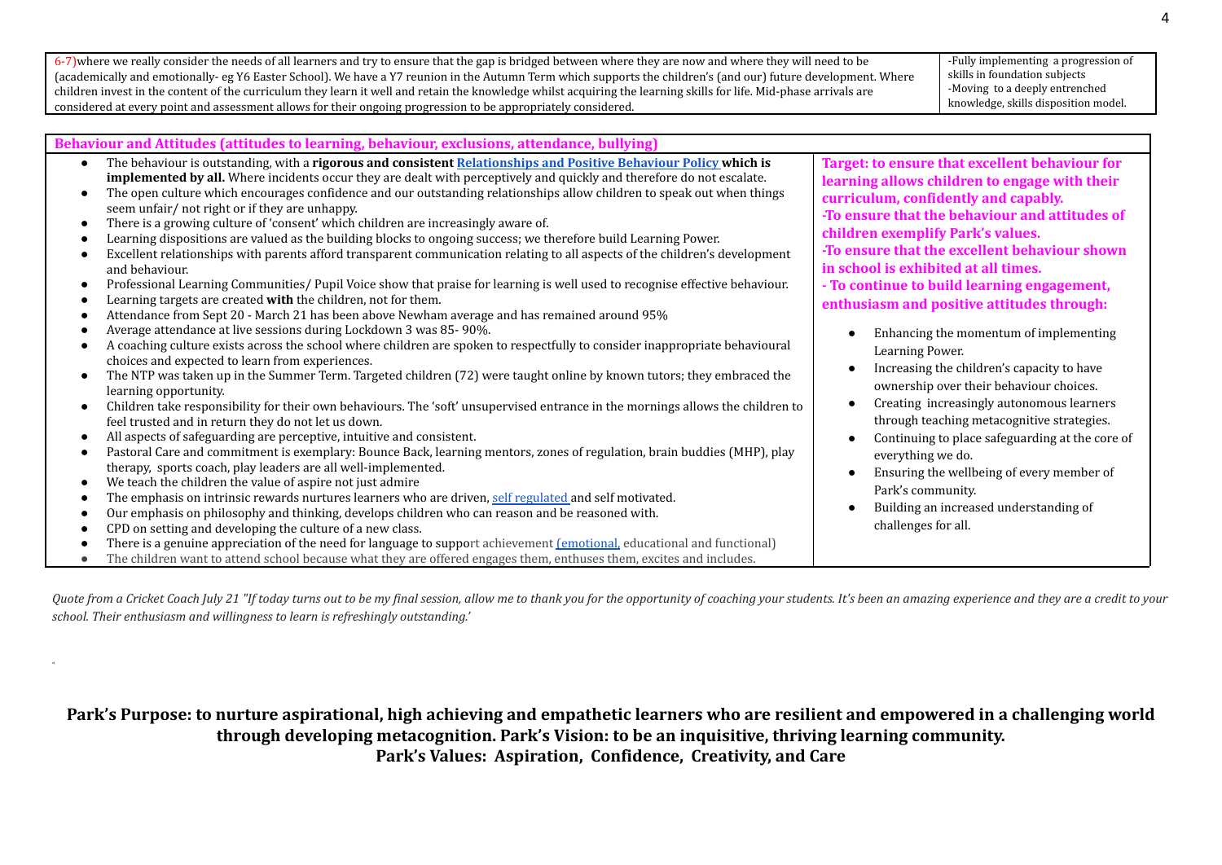| 6-7) where we really consider the needs of all learners and try to ensure that the gap is bridged between where they are now and where they will need to be (academically and emotionally- eg Y6 Easter School). We have a Y7 reunion in the Autumn Term which supports the children's (and our) future development. Where children invest in the content of the curriculum they learn it well and retain the knowledge whilst acquiring the learning skills for life. Mid-phase arrivals are considered at every point and assessment allows for their ongoing progression to be appropriately considered. | -Fully implementing a progression of skills in foundation subjects<br>-Moving to a deeply entrenched knowledge, skills disposition model. |
|---|---|

| **Behaviour and Attitudes (attitudes to learning, behaviour, exclusions, attendance, bullying)** | |
|---|---|
| • The behaviour is outstanding, with a **rigorous and consistent Relationships and Positive Behaviour Policy which is implemented by all.** Where incidents occur they are dealt with perceptively and quickly and therefore do not escalate.<br>• The open culture which encourages confidence and our outstanding relationships allow children to speak out when things seem unfair/ not right or if they are unhappy.<br>• There is a growing culture of 'consent' which children are increasingly aware of.<br>• Learning dispositions are valued as the building blocks to ongoing success; we therefore build Learning Power.<br>• Excellent relationships with parents afford transparent communication relating to all aspects of the children's development and behaviour.<br>• Professional Learning Communities/ Pupil Voice show that praise for learning is well used to recognise effective behaviour.<br>• Learning targets are created **with** the children, not for them.<br>• Attendance from Sept 20 - March 21 has been above Newham average and has remained around 95%<br>• Average attendance at live sessions during Lockdown 3 was 85- 90%.<br>• A coaching culture exists across the school where children are spoken to respectfully to consider inappropriate behavioural choices and expected to learn from experiences.<br>• The NTP was taken up in the Summer Term. Targeted children (72) were taught online by known tutors; they embraced the learning opportunity.<br>• Children take responsibility for their own behaviours. The 'soft' unsupervised entrance in the mornings allows the children to feel trusted and in return they do not let us down.<br>• All aspects of safeguarding are perceptive, intuitive and consistent.<br>• Pastoral Care and commitment is exemplary: Bounce Back, learning mentors, zones of regulation, brain buddies (MHP), play therapy, sports coach, play leaders are all well-implemented.<br>• We teach the children the value of aspire not just admire<br>• The emphasis on intrinsic rewards nurtures learners who are driven, self regulated and self motivated.<br>• Our emphasis on philosophy and thinking, develops children who can reason and be reasoned with.<br>• CPD on setting and developing the culture of a new class.<br>• There is a genuine appreciation of the need for language to support achievement (emotional, educational and functional)<br>• The children want to attend school because what they are offered engages them, enthuses them, excites and includes. | **Target: to ensure that excellent behaviour for learning allows children to engage with their curriculum, confidently and capably.**<br>**-To ensure that the behaviour and attitudes of children exemplify Park's values.**<br>**-To ensure that the excellent behaviour shown in school is exhibited at all times.**<br>**- To continue to build learning engagement, enthusiasm and positive attitudes through:**<br>• Enhancing the momentum of implementing Learning Power.<br>• Increasing the children's capacity to have ownership over their behaviour choices.<br>• Creating increasingly autonomous learners through teaching metacognitive strategies.<br>• Continuing to place safeguarding at the core of everything we do.<br>• Ensuring the wellbeing of every member of Park's community.<br>• Building an increased understanding of challenges for all. |

*Quote from a Cricket Coach July 21 "If today turns out to be my final session, allow me to thank you for the opportunity of coaching your students. It's been an amazing experience and they are a credit to your school. Their enthusiasm and willingness to learn is refreshingly outstanding.'*

**Park's Purpose: to nurture aspirational, high achieving and empathetic learners who are resilient and empowered in a challenging world through developing metacognition. Park's Vision: to be an inquisitive, thriving learning community.**
**Park's Values: Aspiration, Confidence, Creativity, and Care**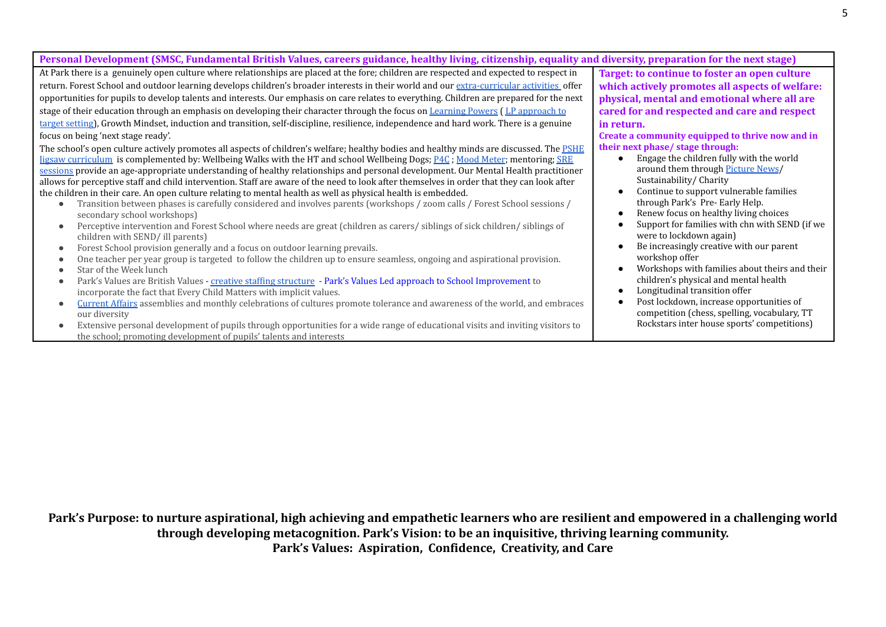| Personal Development (SMSC, Fundamental British Values, careers guidance, healthy living, citizenship, equality and diversity, preparation for the next stage) | |
|---|---|
| At Park there is a genuinely open culture where relationships are placed at the fore; children are respected and expected to respect in return. Forest School and outdoor learning develops children's broader interests in their world and our extra-curricular activities offer opportunities for pupils to develop talents and interests. Our emphasis on care relates to everything. Children are prepared for the next stage of their education through an emphasis on developing their character through the focus on Learning Powers ( LP approach to target setting), Growth Mindset, induction and transition, self-discipline, resilience, independence and hard work. There is a genuine focus on being 'next stage ready'.<br>The school's open culture actively promotes all aspects of children's welfare; healthy bodies and healthy minds are discussed. The PSHE Jigsaw curriculum is complemented by: Wellbeing Walks with the HT and school Wellbeing Dogs; P4C ; Mood Meter; mentoring; SRE sessions provide an age-appropriate understanding of healthy relationships and personal development. Our Mental Health practitioner allows for perceptive staff and child intervention. Staff are aware of the need to look after themselves in order that they can look after the children in their care. An open culture relating to mental health as well as physical health is embedded.<br>• Transition between phases is carefully considered and involves parents (workshops / zoom calls / Forest School sessions / secondary school workshops)<br>• Perceptive intervention and Forest School where needs are great (children as carers/ siblings of sick children/ siblings of children with SEND/ ill parents)<br>• Forest School provision generally and a focus on outdoor learning prevails.<br>• One teacher per year group is targeted to follow the children up to ensure seamless, ongoing and aspirational provision.<br>• Star of the Week lunch<br>• Park's Values are British Values - creative staffing structure - Park's Values Led approach to School Improvement to incorporate the fact that Every Child Matters with implicit values.<br>• Current Affairs assemblies and monthly celebrations of cultures promote tolerance and awareness of the world, and embraces our diversity<br>• Extensive personal development of pupils through opportunities for a wide range of educational visits and inviting visitors to the school; promoting development of pupils' talents and interests | **Target: to continue to foster an open culture which actively promotes all aspects of welfare: physical, mental and emotional where all are cared for and respected and care and respect in return.**<br>**Create a community equipped to thrive now and in their next phase/ stage through:**<br>• Engage the children fully with the world around them through Picture News/ Sustainability/ Charity<br>• Continue to support vulnerable families through Park's Pre- Early Help.<br>• Renew focus on healthy living choices<br>• Support for families with chn with SEND (if we were to lockdown again)<br>• Be increasingly creative with our parent workshop offer<br>• Workshops with families about theirs and their children's physical and mental health<br>• Longitudinal transition offer<br>• Post lockdown, increase opportunities of competition (chess, spelling, vocabulary, TT Rockstars inter house sports' competitions) |

**Park's Purpose: to nurture aspirational, high achieving and empathetic learners who are resilient and empowered in a challenging world through developing metacognition. Park's Vision: to be an inquisitive, thriving learning community.**
**Park's Values: Aspiration, Confidence, Creativity, and Care**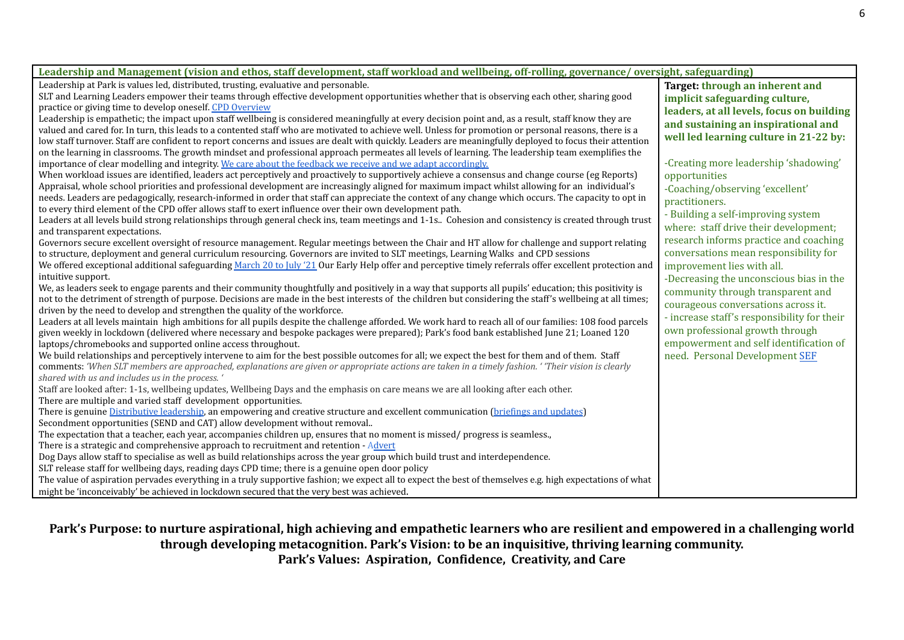| Leadership and Management (vision and ethos, staff development, staff workload and wellbeing, off-rolling, governance/ oversight, safeguarding) | |
|---|---|
| Leadership at Park is values led, distributed, trusting, evaluative and personable.<br>SLT and Learning Leaders empower their teams through effective development opportunities whether that is observing each other, sharing good practice or giving time to develop oneself. CPD Overview<br>Leadership is empathetic; the impact upon staff wellbeing is considered meaningfully at every decision point and, as a result, staff know they are valued and cared for. In turn, this leads to a contented staff who are motivated to achieve well. Unless for promotion or personal reasons, there is a low staff turnover. Staff are confident to report concerns and issues are dealt with quickly. Leaders are meaningfully deployed to focus their attention on the learning in classrooms. The growth mindset and professional approach permeates all levels of learning. The leadership team exemplifies the importance of clear modelling and integrity. We care about the feedback we receive and we adapt accordingly.<br>When workload issues are identified, leaders act perceptively and proactively to supportively achieve a consensus and change course (eg Reports)<br>Appraisal, whole school priorities and professional development are increasingly aligned for maximum impact whilst allowing for an individual's needs. Leaders are pedagogically, research-informed in order that staff can appreciate the context of any change which occurs. The capacity to opt in to every third element of the CPD offer allows staff to exert influence over their own development path.<br>Leaders at all levels build strong relationships through general check ins, team meetings and 1-1s.. Cohesion and consistency is created through trust and transparent expectations.<br>Governors secure excellent oversight of resource management. Regular meetings between the Chair and HT allow for challenge and support relating to structure, deployment and general curriculum resourcing. Governors are invited to SLT meetings, Learning Walks and CPD sessions<br>We offered exceptional additional safeguarding March 20 to July '21 Our Early Help offer and perceptive timely referrals offer excellent protection and intuitive support.<br>We, as leaders seek to engage parents and their community thoughtfully and positively in a way that supports all pupils' education; this positivity is not to the detriment of strength of purpose. Decisions are made in the best interests of the children but considering the staff's wellbeing at all times; driven by the need to develop and strengthen the quality of the workforce.<br>Leaders at all levels maintain high ambitions for all pupils despite the challenge afforded. We work hard to reach all of our families: 108 food parcels given weekly in lockdown (delivered where necessary and bespoke packages were prepared); Park's food bank established June 21; Loaned 120 laptops/chromebooks and supported online access throughout.<br>We build relationships and perceptively intervene to aim for the best possible outcomes for all; we expect the best for them and of them. Staff comments: *'When SLT members are approached, explanations are given or appropriate actions are taken in a timely fashion. ' 'Their vision is clearly shared with us and includes us in the process. '*<br>Staff are looked after: 1-1s, wellbeing updates, Wellbeing Days and the emphasis on care means we are all looking after each other.<br>There are multiple and varied staff development opportunities.<br>There is genuine Distributive leadership, an empowering and creative structure and excellent communication (briefings and updates)<br>Secondment opportunities (SEND and CAT) allow development without removal..<br>The expectation that a teacher, each year, accompanies children up, ensures that no moment is missed/ progress is seamless.,<br>There is a strategic and comprehensive approach to recruitment and retention - Advert<br>Dog Days allow staff to specialise as well as build relationships across the year group which build trust and interdependence.<br>SLT release staff for wellbeing days, reading days CPD time; there is a genuine open door policy<br>The value of aspiration pervades everything in a truly supportive fashion; we expect all to expect the best of themselves e.g. high expectations of what might be 'inconceivably' be achieved in lockdown secured that the very best was achieved. | **Target: through an inherent and implicit safeguarding culture, leaders, at all levels, focus on building and sustaining an inspirational and well led learning culture in 21-22 by:**<br><br>-Creating more leadership 'shadowing' opportunities<br>-Coaching/observing 'excellent' practitioners.<br>- Building a self-improving system where: staff drive their development; research informs practice and coaching conversations mean responsibility for improvement lies with all.<br>-Decreasing the unconscious bias in the community through transparent and courageous conversations across it.<br>- increase staff's responsibility for their own professional growth through empowerment and self identification of need. Personal Development SEF |

**Park's Purpose: to nurture aspirational, high achieving and empathetic learners who are resilient and empowered in a challenging world through developing metacognition. Park's Vision: to be an inquisitive, thriving learning community.**
**Park's Values: Aspiration, Confidence, Creativity, and Care**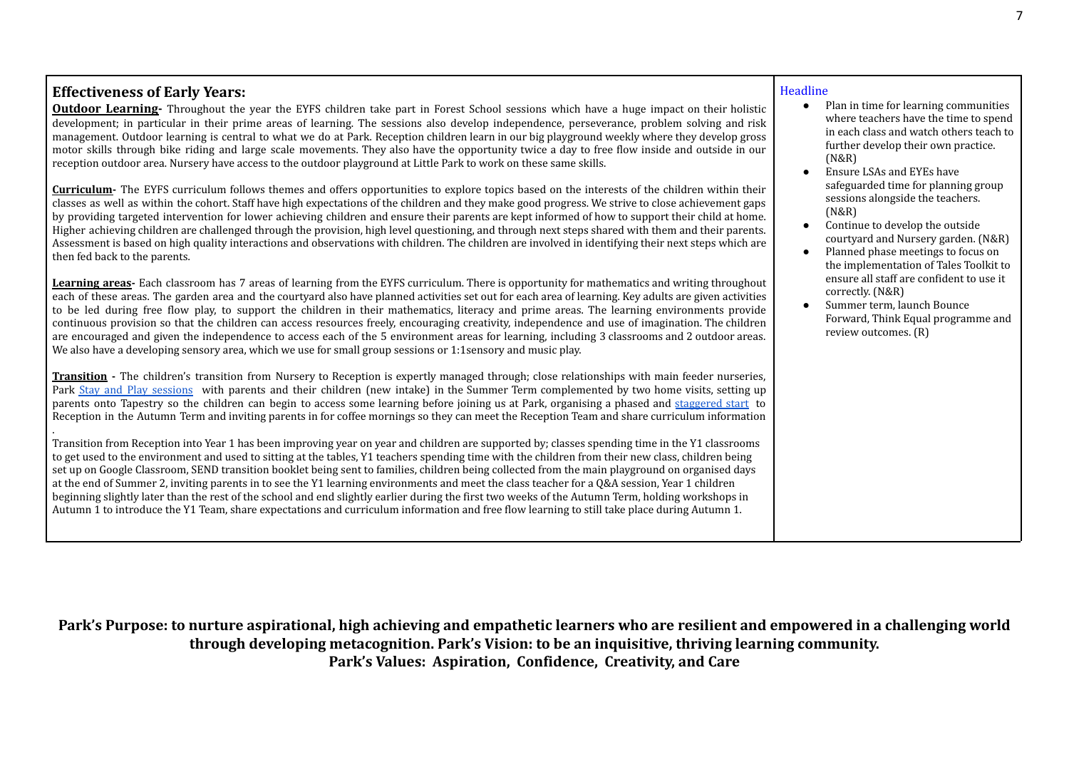## Effectiveness of Early Years:

**Outdoor Learning-** Throughout the year the EYFS children take part in Forest School sessions which have a huge impact on their holistic development; in particular in their prime areas of learning. The sessions also develop independence, perseverance, problem solving and risk management. Outdoor learning is central to what we do at Park. Reception children learn in our big playground weekly where they develop gross motor skills through bike riding and large scale movements. They also have the opportunity twice a day to free flow inside and outside in our reception outdoor area. Nursery have access to the outdoor playground at Little Park to work on these same skills.

**Curriculum-** The EYFS curriculum follows themes and offers opportunities to explore topics based on the interests of the children within their classes as well as within the cohort. Staff have high expectations of the children and they make good progress. We strive to close achievement gaps by providing targeted intervention for lower achieving children and ensure their parents are kept informed of how to support their child at home. Higher achieving children are challenged through the provision, high level questioning, and through next steps shared with them and their parents. Assessment is based on high quality interactions and observations with children. The children are involved in identifying their next steps which are then fed back to the parents.

**Learning areas-** Each classroom has 7 areas of learning from the EYFS curriculum. There is opportunity for mathematics and writing throughout each of these areas. The garden area and the courtyard also have planned activities set out for each area of learning. Key adults are given activities to be led during free flow play, to support the children in their mathematics, literacy and prime areas. The learning environments provide continuous provision so that the children can access resources freely, encouraging creativity, independence and use of imagination. The children are encouraged and given the independence to access each of the 5 environment areas for learning, including 3 classrooms and 2 outdoor areas. We also have a developing sensory area, which we use for small group sessions or 1:1sensory and music play.

**Transition -** The children's transition from Nursery to Reception is expertly managed through; close relationships with main feeder nurseries, Park Stay and Play sessions with parents and their children (new intake) in the Summer Term complemented by two home visits, setting up parents onto Tapestry so the children can begin to access some learning before joining us at Park, organising a phased and staggered start to Reception in the Autumn Term and inviting parents in for coffee mornings so they can meet the Reception Team and share curriculum information .

Transition from Reception into Year 1 has been improving year on year and children are supported by; classes spending time in the Y1 classrooms to get used to the environment and used to sitting at the tables, Y1 teachers spending time with the children from their new class, children being set up on Google Classroom, SEND transition booklet being sent to families, children being collected from the main playground on organised days at the end of Summer 2, inviting parents in to see the Y1 learning environments and meet the class teacher for a Q&A session, Year 1 children beginning slightly later than the rest of the school and end slightly earlier during the first two weeks of the Autumn Term, holding workshops in Autumn 1 to introduce the Y1 Team, share expectations and curriculum information and free flow learning to still take place during Autumn 1.

### Headline

- Plan in time for learning communities where teachers have the time to spend in each class and watch others teach to further develop their own practice. (N&R)
- Ensure LSAs and EYEs have safeguarded time for planning group sessions alongside the teachers. (N&R)
- Continue to develop the outside courtyard and Nursery garden. (N&R)
- Planned phase meetings to focus on the implementation of Tales Toolkit to ensure all staff are confident to use it correctly. (N&R)
- Summer term, launch Bounce Forward, Think Equal programme and review outcomes. (R)

**Park's Purpose: to nurture aspirational, high achieving and empathetic learners who are resilient and empowered in a challenging world through developing metacognition. Park's Vision: to be an inquisitive, thriving learning community.**
**Park's Values: Aspiration, Confidence, Creativity, and Care**